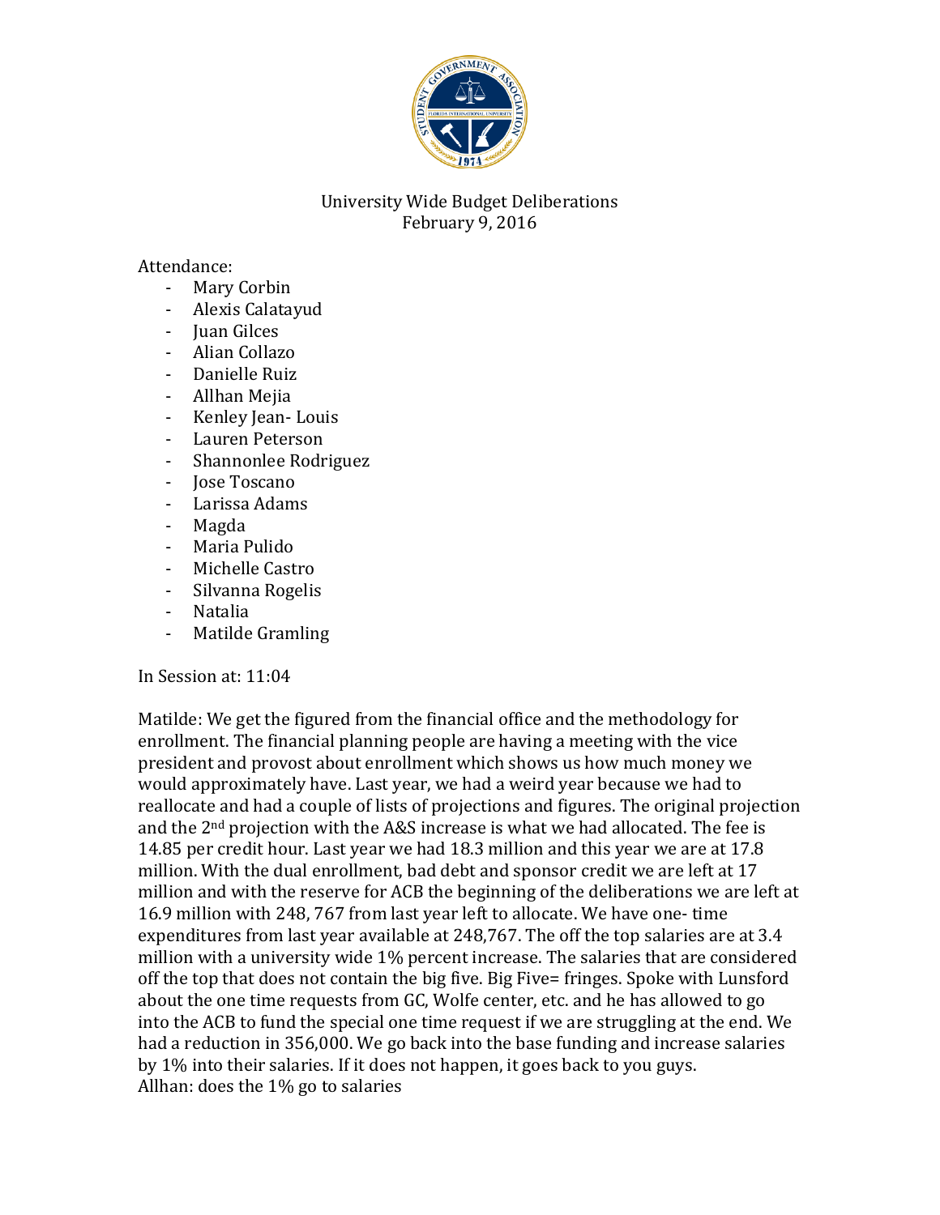University Wide Budget Deliberations
February 9, 2016

Attendance:

- Mary Corbin
- Alexis Calatayud
- Juan Gilces
- Alian Collazo
- Danielle Ruiz
- Allhan Mejia
- Kenley Jean- Louis
- Lauren Peterson
- Shannonlee Rodriguez
- Jose Toscano
- Larissa Adams
- Magda
- Maria Pulido
- Michelle Castro
- Silvanna Rogelis
- Natalia
- Matilde Gramling

In Session at: 11:04

Matilde: We get the figured from the financial office and the methodology for enrollment. The financial planning people are having a meeting with the vice president and provost about enrollment which shows us how much money we would approximately have. Last year, we had a weird year because we had to reallocate and had a couple of lists of projections and figures. The original projection and the 2nd projection with the A&S increase is what we had allocated. The fee is 14.85 per credit hour. Last year we had 18.3 million and this year we are at 17.8 million. With the dual enrollment, bad debt and sponsor credit we are left at 17 million and with the reserve for ACB the beginning of the deliberations we are left at 16.9 million with 248, 767 from last year left to allocate. We have one- time expenditures from last year available at 248,767. The off the top salaries are at 3.4 million with a university wide 1% percent increase. The salaries that are considered off the top that does not contain the big five. Big Five= fringes. Spoke with Lunsford about the one time requests from GC, Wolfe center, etc. and he has allowed to go into the ACB to fund the special one time request if we are struggling at the end. We had a reduction in 356,000. We go back into the base funding and increase salaries by 1% into their salaries. If it does not happen, it goes back to you guys.

Allhan: does the 1% go to salaries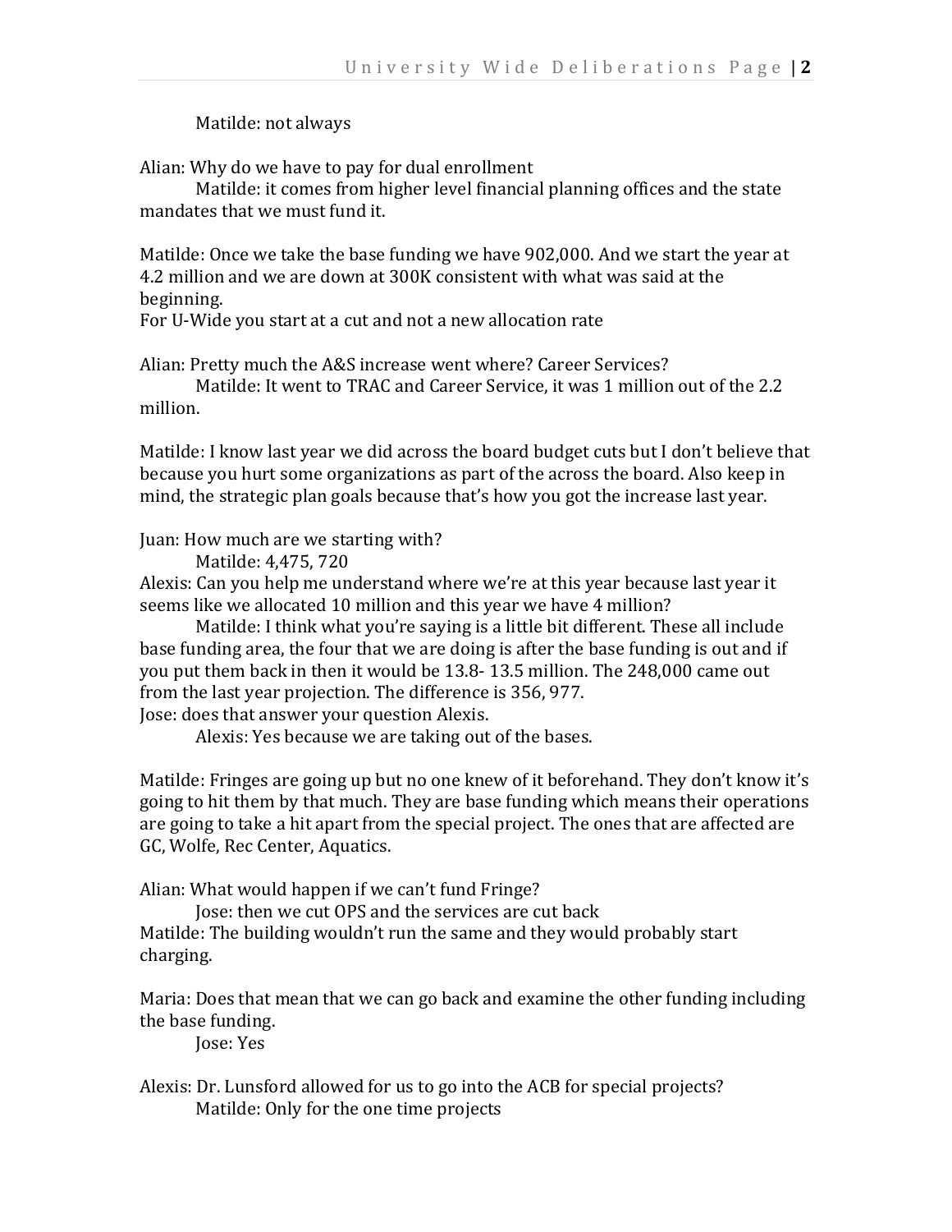Matilde: not always

Alian: Why do we have to pay for dual enrollment

Matilde: it comes from higher level financial planning offices and the state mandates that we must fund it.

Matilde: Once we take the base funding we have 902,000. And we start the year at 4.2 million and we are down at 300K consistent with what was said at the beginning.
For U-Wide you start at a cut and not a new allocation rate

Alian: Pretty much the A&S increase went where? Career Services?

Matilde: It went to TRAC and Career Service, it was 1 million out of the 2.2 million.

Matilde: I know last year we did across the board budget cuts but I don't believe that because you hurt some organizations as part of the across the board. Also keep in mind, the strategic plan goals because that's how you got the increase last year.

Juan: How much are we starting with?

Matilde: 4,475, 720

Alexis: Can you help me understand where we're at this year because last year it seems like we allocated 10 million and this year we have 4 million?

Matilde: I think what you're saying is a little bit different. These all include base funding area, the four that we are doing is after the base funding is out and if you put them back in then it would be 13.8- 13.5 million. The 248,000 came out from the last year projection. The difference is 356, 977.

Jose: does that answer your question Alexis.

Alexis: Yes because we are taking out of the bases.

Matilde: Fringes are going up but no one knew of it beforehand. They don't know it's going to hit them by that much. They are base funding which means their operations are going to take a hit apart from the special project. The ones that are affected are GC, Wolfe, Rec Center, Aquatics.

Alian: What would happen if we can't fund Fringe?

Jose: then we cut OPS and the services are cut back

Matilde: The building wouldn't run the same and they would probably start charging.

Maria: Does that mean that we can go back and examine the other funding including the base funding.

Jose: Yes

Alexis: Dr. Lunsford allowed for us to go into the ACB for special projects?

Matilde: Only for the one time projects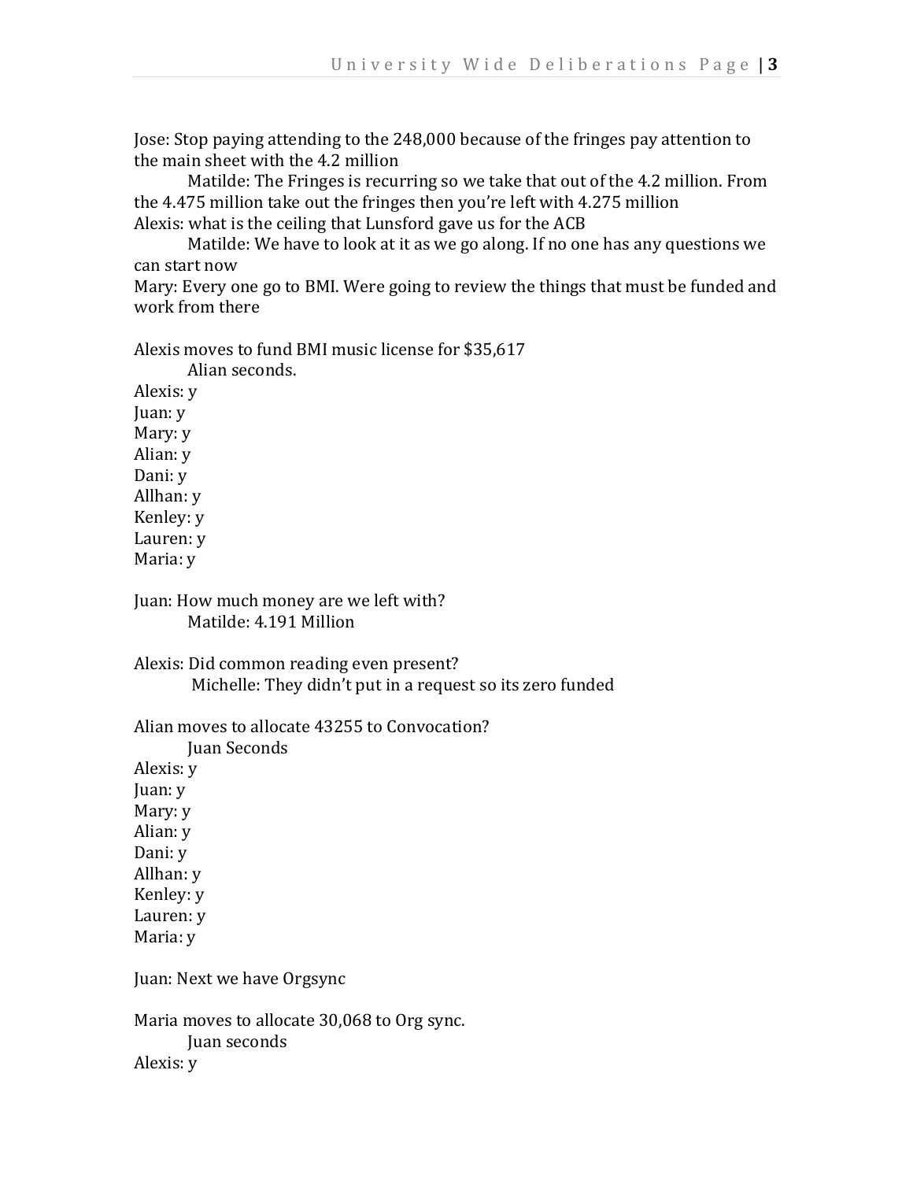Jose: Stop paying attending to the 248,000 because of the fringes pay attention to the main sheet with the 4.2 million

Matilde: The Fringes is recurring so we take that out of the 4.2 million. From the 4.475 million take out the fringes then you're left with 4.275 million

Alexis: what is the ceiling that Lunsford gave us for the ACB

Matilde: We have to look at it as we go along. If no one has any questions we can start now

Mary: Every one go to BMI. Were going to review the things that must be funded and work from there

Alexis moves to fund BMI music license for $35,617

Alian seconds.

Alexis: y
Juan: y
Mary: y
Alian: y
Dani: y
Allhan: y
Kenley: y
Lauren: y
Maria: y

Juan: How much money are we left with?

Matilde: 4.191 Million

Alexis: Did common reading even present?

Michelle: They didn't put in a request so its zero funded

Alian moves to allocate 43255 to Convocation?

Juan Seconds

Alexis: y
Juan: y
Mary: y
Alian: y
Dani: y
Allhan: y
Kenley: y
Lauren: y
Maria: y

Juan: Next we have Orgsync

Maria moves to allocate 30,068 to Org sync.

Juan seconds

Alexis: y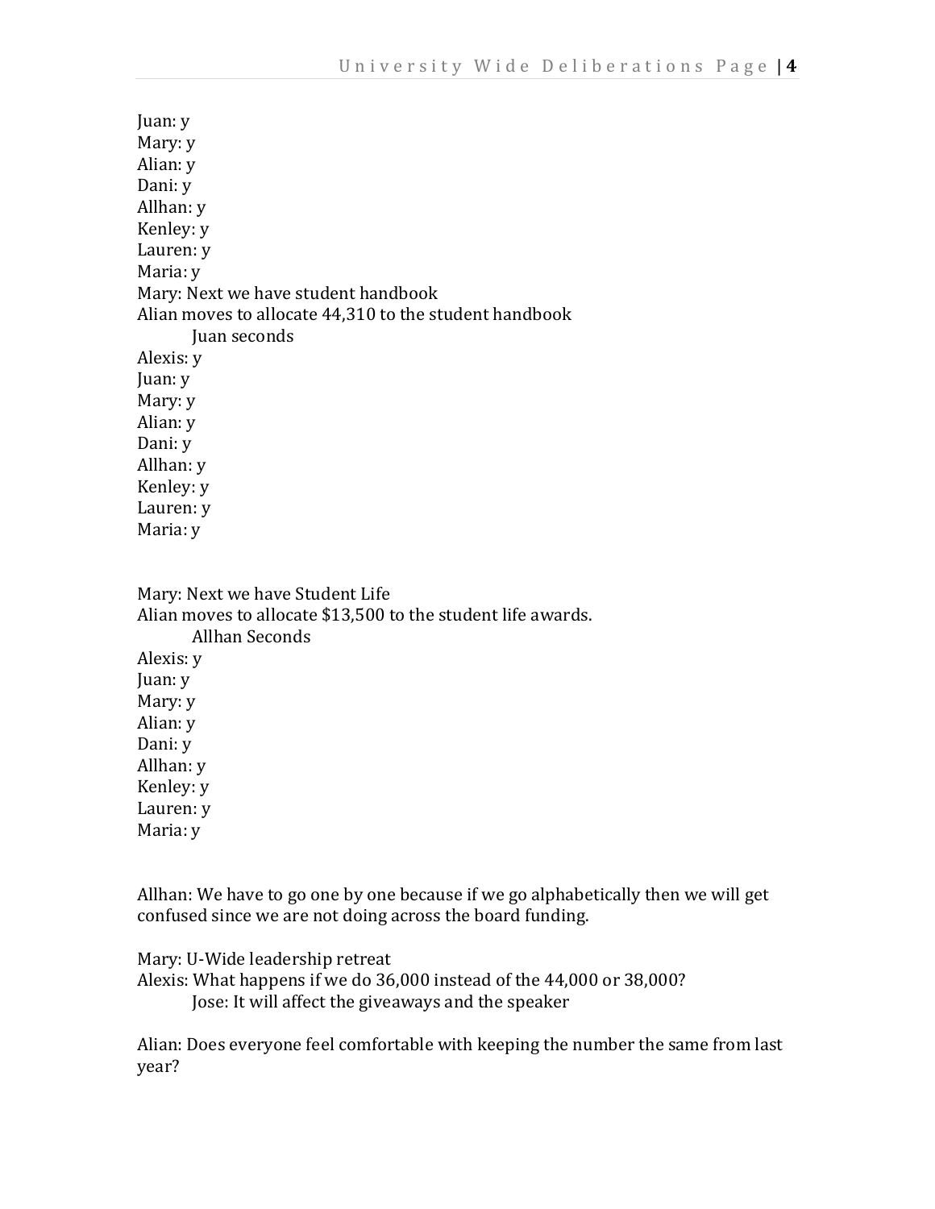Juan: y  
Mary: y  
Alian: y  
Dani: y  
Allhan: y  
Kenley: y  
Lauren: y  
Maria: y  
Mary: Next we have student handbook  
Alian moves to allocate 44,310 to the student handbook

    Juan seconds

Alexis: y  
Juan: y  
Mary: y  
Alian: y  
Dani: y  
Allhan: y  
Kenley: y  
Lauren: y  
Maria: y

Mary: Next we have Student Life  
Alian moves to allocate $13,500 to the student life awards.

    Allhan Seconds

Alexis: y  
Juan: y  
Mary: y  
Alian: y  
Dani: y  
Allhan: y  
Kenley: y  
Lauren: y  
Maria: y

Allhan: We have to go one by one because if we go alphabetically then we will get confused since we are not doing across the board funding.

Mary: U-Wide leadership retreat  
Alexis: What happens if we do 36,000 instead of the 44,000 or 38,000?

    Jose: It will affect the giveaways and the speaker

Alian: Does everyone feel comfortable with keeping the number the same from last year?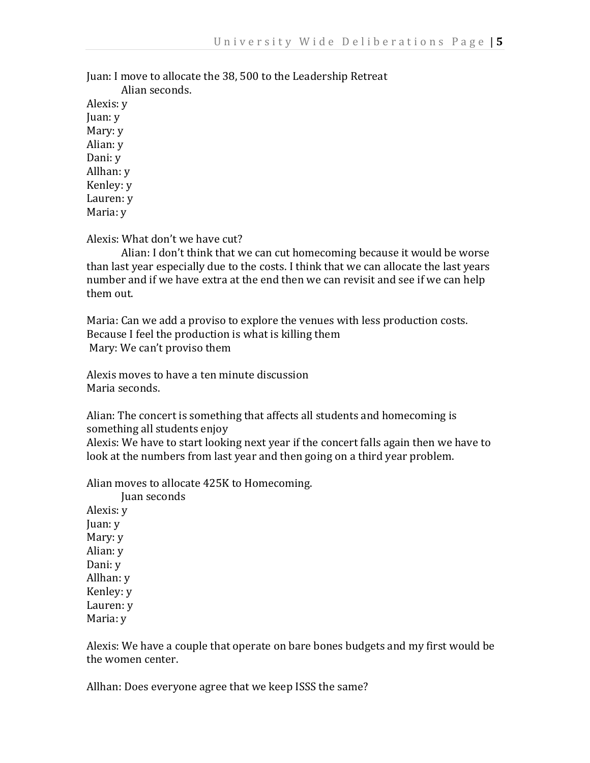Juan: I move to allocate the 38, 500 to the Leadership Retreat

Alian seconds.

Alexis: y
Juan: y
Mary: y
Alian: y
Dani: y
Allhan: y
Kenley: y
Lauren: y
Maria: y

Alexis: What don't we have cut?

Alian: I don't think that we can cut homecoming because it would be worse than last year especially due to the costs. I think that we can allocate the last years number and if we have extra at the end then we can revisit and see if we can help them out.

Maria: Can we add a proviso to explore the venues with less production costs. Because I feel the production is what is killing them
Mary: We can't proviso them

Alexis moves to have a ten minute discussion
Maria seconds.

Alian: The concert is something that affects all students and homecoming is something all students enjoy
Alexis: We have to start looking next year if the concert falls again then we have to look at the numbers from last year and then going on a third year problem.

Alian moves to allocate 425K to Homecoming.

Juan seconds

Alexis: y
Juan: y
Mary: y
Alian: y
Dani: y
Allhan: y
Kenley: y
Lauren: y
Maria: y

Alexis: We have a couple that operate on bare bones budgets and my first would be the women center.

Allhan: Does everyone agree that we keep ISSS the same?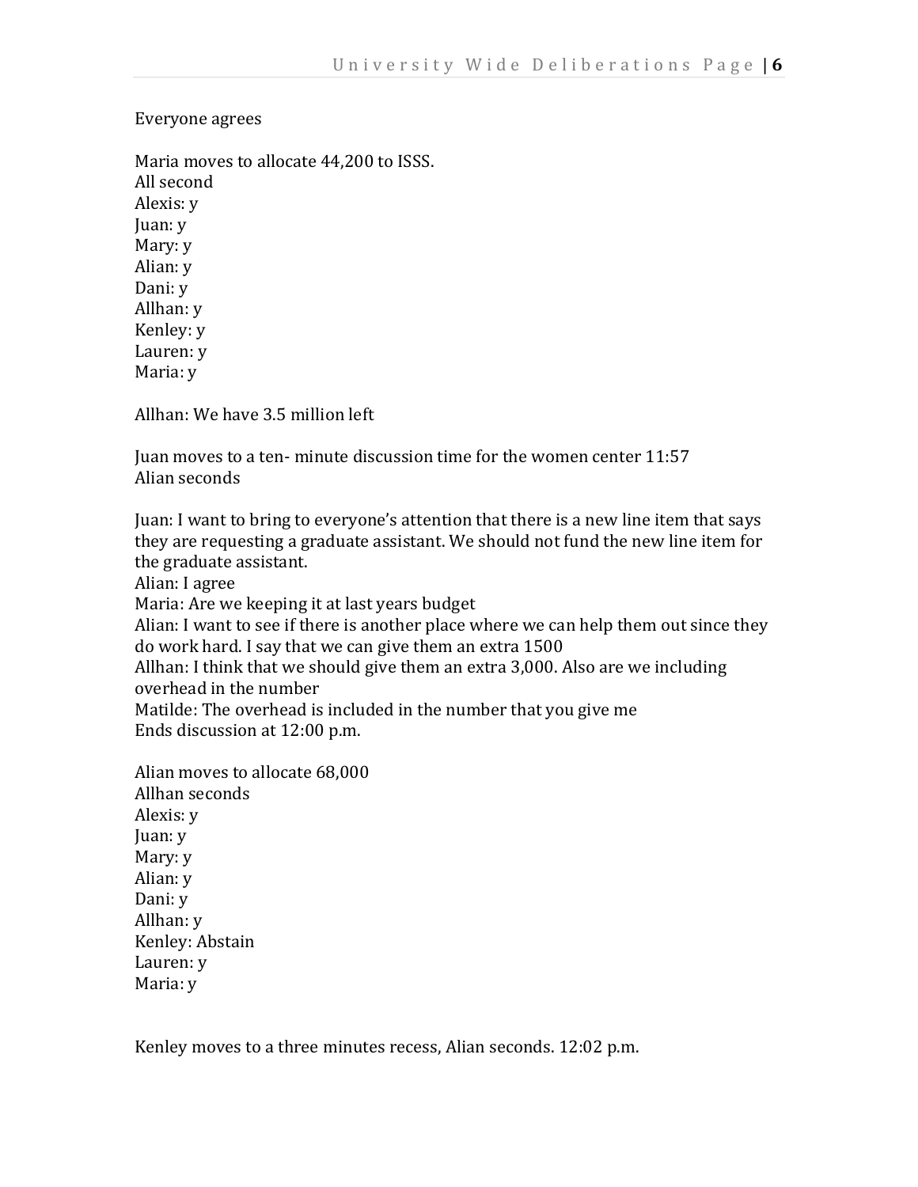Everyone agrees

Maria moves to allocate 44,200 to ISSS.
All second
Alexis: y
Juan: y
Mary: y
Alian: y
Dani: y
Allhan: y
Kenley: y
Lauren: y
Maria: y

Allhan: We have 3.5 million left

Juan moves to a ten- minute discussion time for the women center 11:57
Alian seconds

Juan: I want to bring to everyone's attention that there is a new line item that says they are requesting a graduate assistant. We should not fund the new line item for the graduate assistant.
Alian: I agree
Maria: Are we keeping it at last years budget
Alian: I want to see if there is another place where we can help them out since they do work hard. I say that we can give them an extra 1500
Allhan: I think that we should give them an extra 3,000. Also are we including overhead in the number
Matilde: The overhead is included in the number that you give me
Ends discussion at 12:00 p.m.

Alian moves to allocate 68,000
Allhan seconds
Alexis: y
Juan: y
Mary: y
Alian: y
Dani: y
Allhan: y
Kenley: Abstain
Lauren: y
Maria: y

Kenley moves to a three minutes recess, Alian seconds. 12:02 p.m.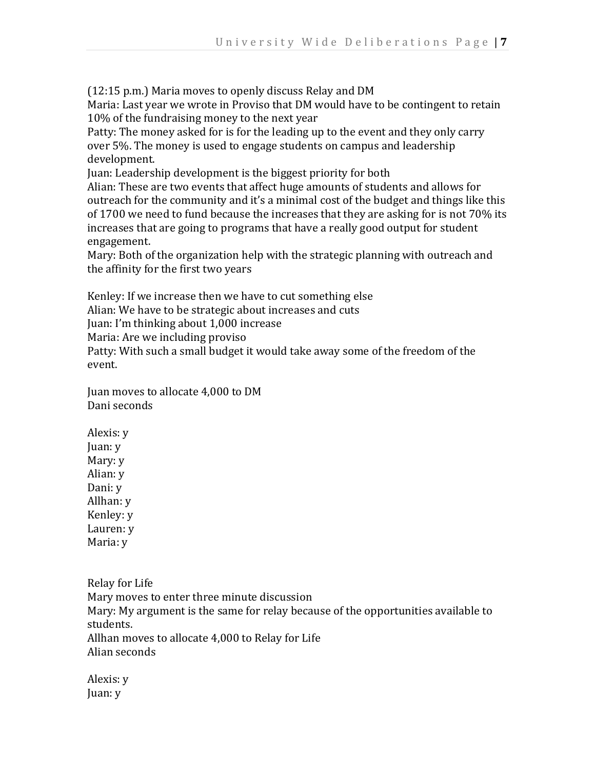(12:15 p.m.) Maria moves to openly discuss Relay and DM
Maria: Last year we wrote in Proviso that DM would have to be contingent to retain 10% of the fundraising money to the next year
Patty: The money asked for is for the leading up to the event and they only carry over 5%. The money is used to engage students on campus and leadership development.
Juan: Leadership development is the biggest priority for both
Alian: These are two events that affect huge amounts of students and allows for outreach for the community and it's a minimal cost of the budget and things like this of 1700 we need to fund because the increases that they are asking for is not 70% its increases that are going to programs that have a really good output for student engagement.
Mary: Both of the organization help with the strategic planning with outreach and the affinity for the first two years

Kenley: If we increase then we have to cut something else
Alian: We have to be strategic about increases and cuts
Juan: I'm thinking about 1,000 increase
Maria: Are we including proviso
Patty: With such a small budget it would take away some of the freedom of the event.

Juan moves to allocate 4,000 to DM
Dani seconds

Alexis: y
Juan: y
Mary: y
Alian: y
Dani: y
Allhan: y
Kenley: y
Lauren: y
Maria: y

Relay for Life
Mary moves to enter three minute discussion
Mary: My argument is the same for relay because of the opportunities available to students.
Allhan moves to allocate 4,000 to Relay for Life
Alian seconds

Alexis: y
Juan: y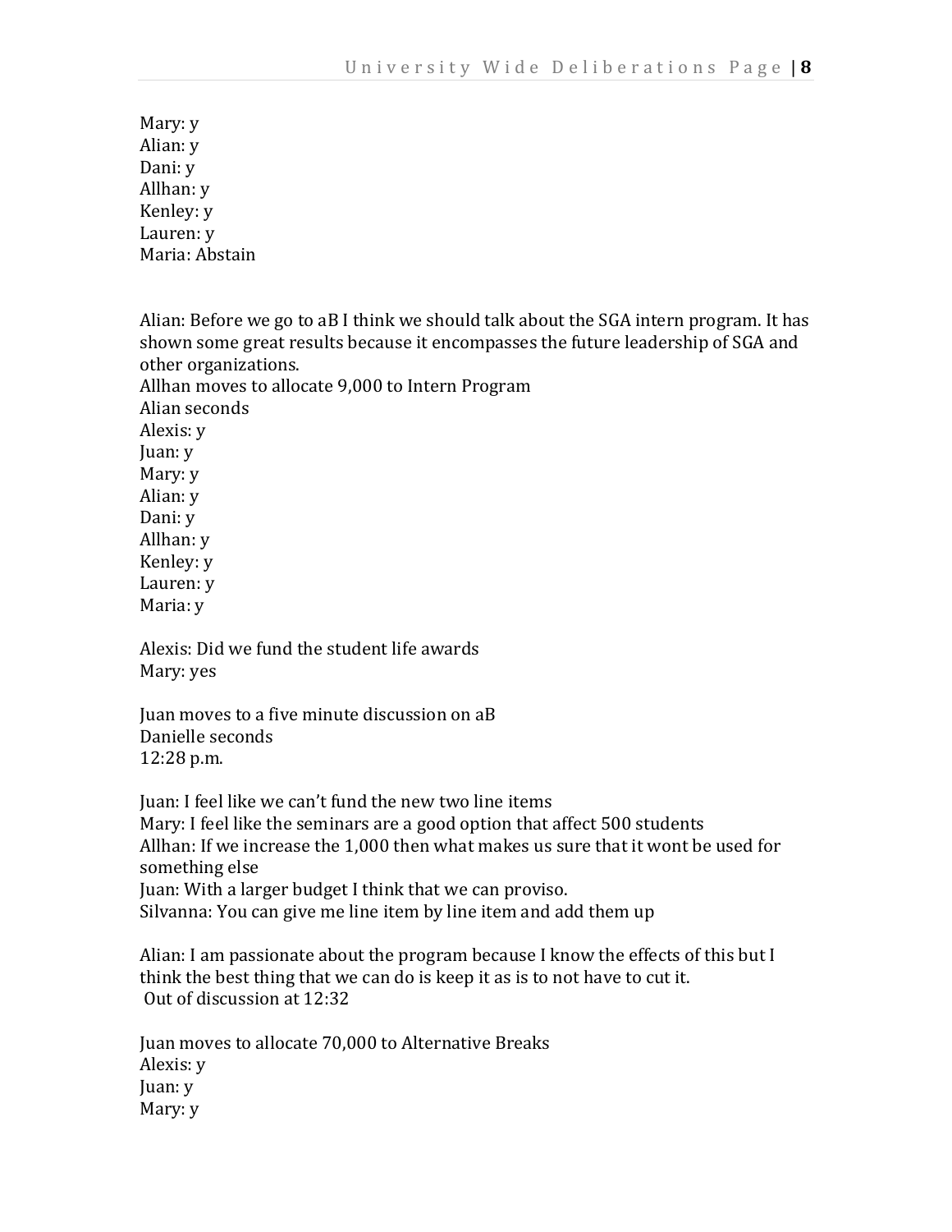Mary: y
Alian: y
Dani: y
Allhan: y
Kenley: y
Lauren: y
Maria: Abstain

Alian: Before we go to aB I think we should talk about the SGA intern program. It has shown some great results because it encompasses the future leadership of SGA and other organizations.
Allhan moves to allocate 9,000 to Intern Program
Alian seconds
Alexis: y
Juan: y
Mary: y
Alian: y
Dani: y
Allhan: y
Kenley: y
Lauren: y
Maria: y

Alexis: Did we fund the student life awards
Mary: yes

Juan moves to a five minute discussion on aB
Danielle seconds
12:28 p.m.

Juan: I feel like we can't fund the new two line items
Mary: I feel like the seminars are a good option that affect 500 students
Allhan: If we increase the 1,000 then what makes us sure that it wont be used for something else
Juan: With a larger budget I think that we can proviso.
Silvanna: You can give me line item by line item and add them up

Alian: I am passionate about the program because I know the effects of this but I think the best thing that we can do is keep it as is to not have to cut it.
Out of discussion at 12:32

Juan moves to allocate 70,000 to Alternative Breaks
Alexis: y
Juan: y
Mary: y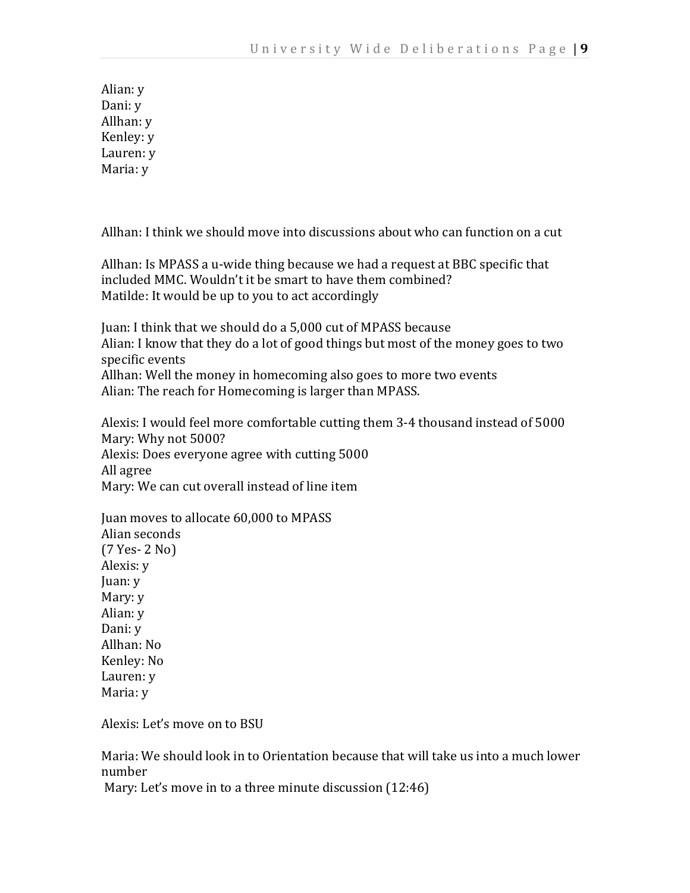Alian: y
Dani: y
Allhan: y
Kenley: y
Lauren: y
Maria: y

Allhan: I think we should move into discussions about who can function on a cut

Allhan: Is MPASS a u-wide thing because we had a request at BBC specific that included MMC. Wouldn't it be smart to have them combined?
Matilde: It would be up to you to act accordingly

Juan: I think that we should do a 5,000 cut of MPASS because
Alian: I know that they do a lot of good things but most of the money goes to two specific events
Allhan: Well the money in homecoming also goes to more two events
Alian: The reach for Homecoming is larger than MPASS.

Alexis: I would feel more comfortable cutting them 3-4 thousand instead of 5000
Mary: Why not 5000?
Alexis: Does everyone agree with cutting 5000
All agree
Mary: We can cut overall instead of line item

Juan moves to allocate 60,000 to MPASS
Alian seconds
(7 Yes- 2 No)
Alexis: y
Juan: y
Mary: y
Alian: y
Dani: y
Allhan: No
Kenley: No
Lauren: y
Maria: y

Alexis: Let's move on to BSU

Maria: We should look in to Orientation because that will take us into a much lower number
Mary: Let's move in to a three minute discussion (12:46)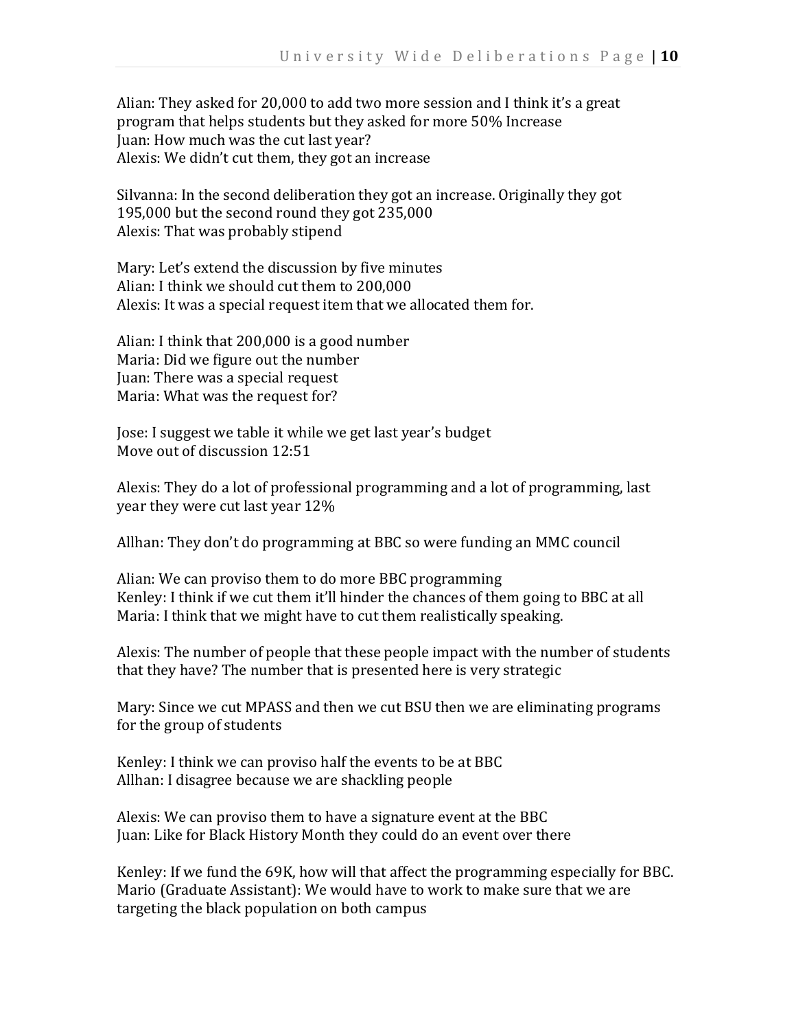Alian: They asked for 20,000 to add two more session and I think it's a great program that helps students but they asked for more 50% Increase
Juan: How much was the cut last year?
Alexis: We didn't cut them, they got an increase

Silvanna: In the second deliberation they got an increase. Originally they got 195,000 but the second round they got 235,000
Alexis: That was probably stipend

Mary: Let's extend the discussion by five minutes
Alian: I think we should cut them to 200,000
Alexis: It was a special request item that we allocated them for.

Alian: I think that 200,000 is a good number
Maria: Did we figure out the number
Juan: There was a special request
Maria: What was the request for?

Jose: I suggest we table it while we get last year's budget
Move out of discussion 12:51

Alexis: They do a lot of professional programming and a lot of programming, last year they were cut last year 12%

Allhan: They don't do programming at BBC so were funding an MMC council

Alian: We can proviso them to do more BBC programming
Kenley: I think if we cut them it'll hinder the chances of them going to BBC at all
Maria: I think that we might have to cut them realistically speaking.

Alexis: The number of people that these people impact with the number of students that they have? The number that is presented here is very strategic

Mary: Since we cut MPASS and then we cut BSU then we are eliminating programs for the group of students

Kenley: I think we can proviso half the events to be at BBC
Allhan: I disagree because we are shackling people

Alexis: We can proviso them to have a signature event at the BBC
Juan: Like for Black History Month they could do an event over there

Kenley: If we fund the 69K, how will that affect the programming especially for BBC.
Mario (Graduate Assistant): We would have to work to make sure that we are targeting the black population on both campus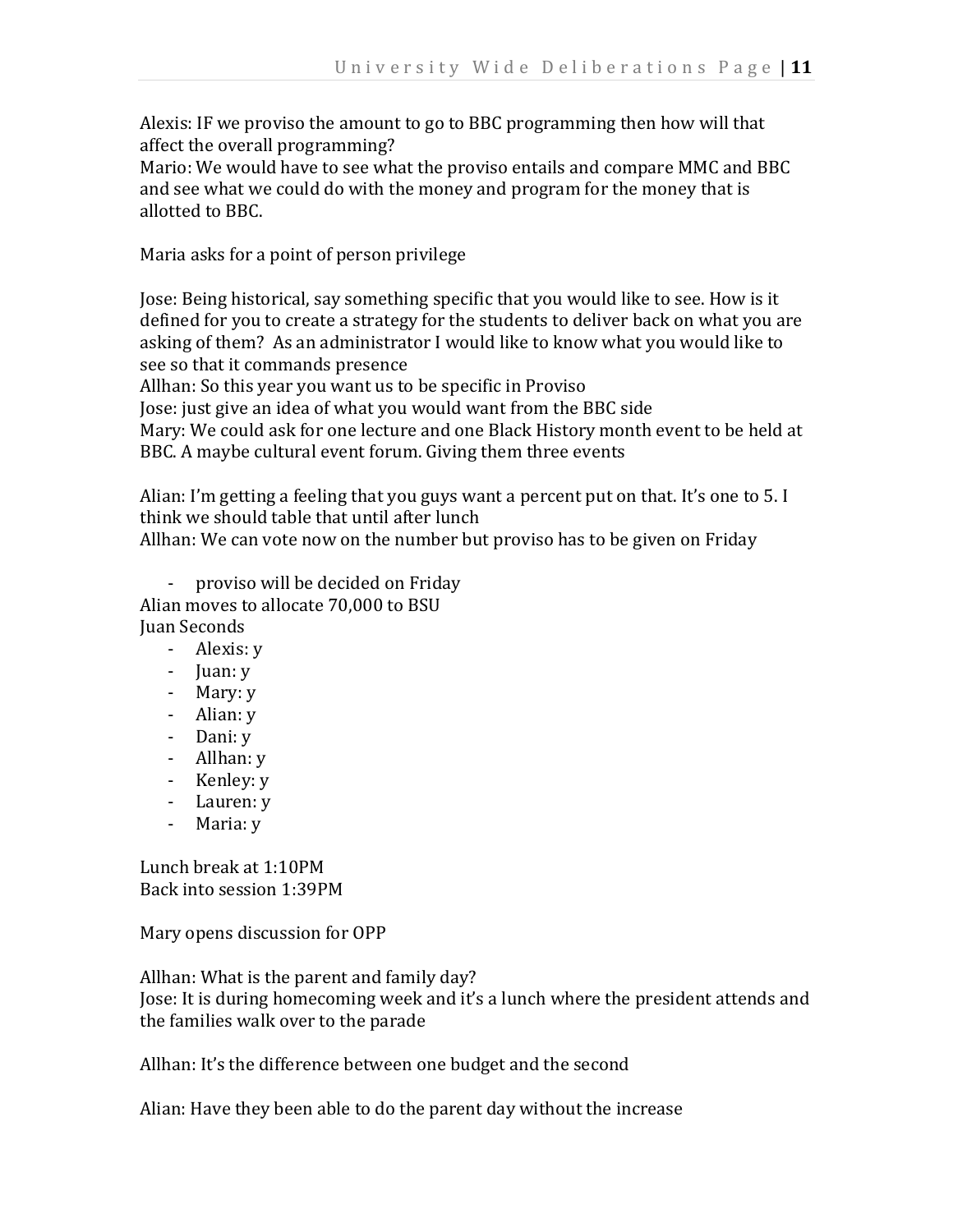Alexis: IF we proviso the amount to go to BBC programming then how will that affect the overall programming?

Mario: We would have to see what the proviso entails and compare MMC and BBC and see what we could do with the money and program for the money that is allotted to BBC.

Maria asks for a point of person privilege

Jose: Being historical, say something specific that you would like to see. How is it defined for you to create a strategy for the students to deliver back on what you are asking of them? As an administrator I would like to know what you would like to see so that it commands presence

Allhan: So this year you want us to be specific in Proviso

Jose: just give an idea of what you would want from the BBC side

Mary: We could ask for one lecture and one Black History month event to be held at BBC. A maybe cultural event forum. Giving them three events

Alian: I'm getting a feeling that you guys want a percent put on that. It's one to 5. I think we should table that until after lunch

Allhan: We can vote now on the number but proviso has to be given on Friday

- proviso will be decided on Friday

Alian moves to allocate 70,000 to BSU

Juan Seconds

- Alexis: y
- Juan: y
- Mary: y
- Alian: y
- Dani: y
- Allhan: y
- Kenley: y
- Lauren: y
- Maria: y

Lunch break at 1:10PM

Back into session 1:39PM

Mary opens discussion for OPP

Allhan: What is the parent and family day?

Jose: It is during homecoming week and it's a lunch where the president attends and the families walk over to the parade

Allhan: It's the difference between one budget and the second

Alian: Have they been able to do the parent day without the increase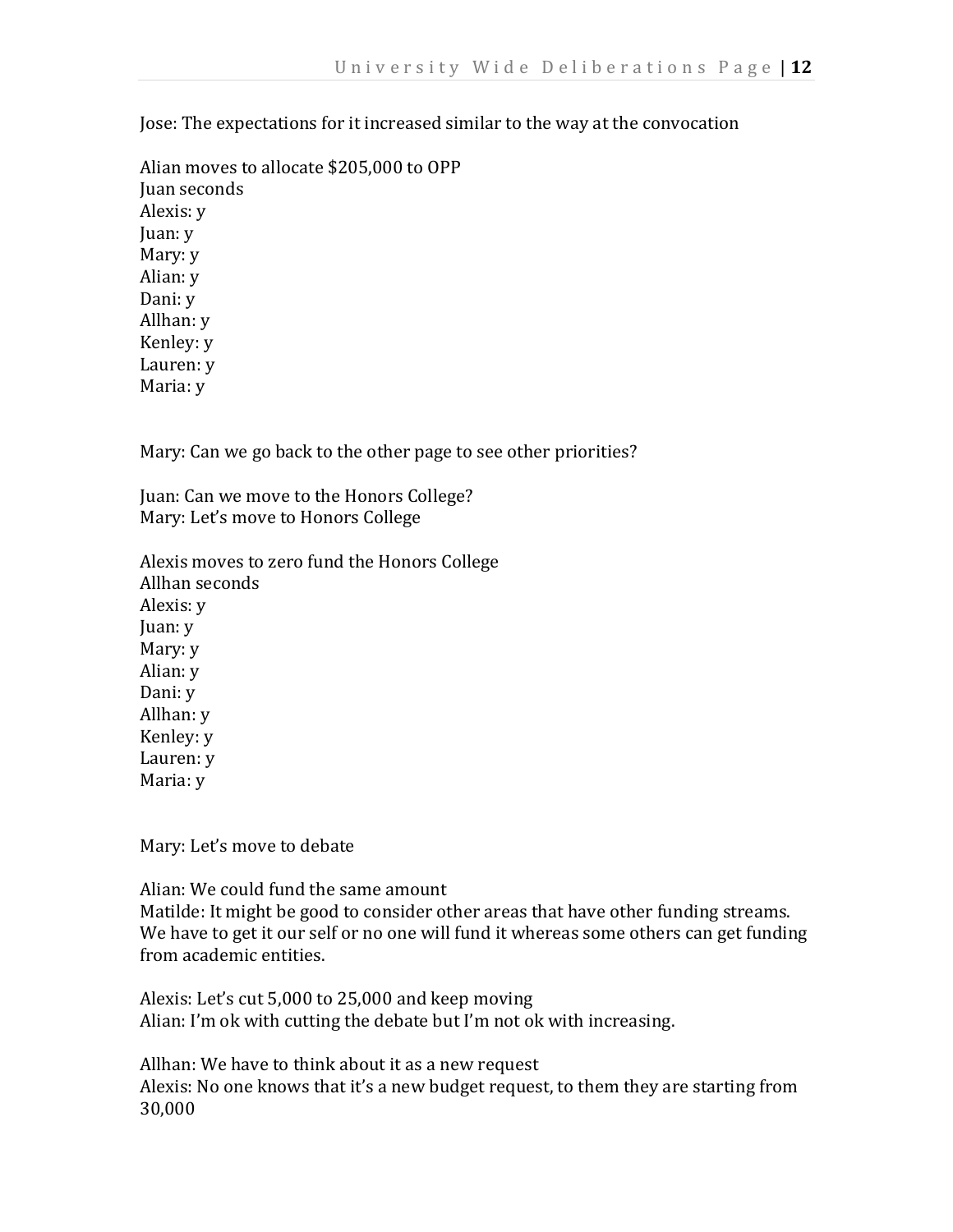Jose: The expectations for it increased similar to the way at the convocation

Alian moves to allocate $205,000 to OPP
Juan seconds
Alexis: y
Juan: y
Mary: y
Alian: y
Dani: y
Allhan: y
Kenley: y
Lauren: y
Maria: y

Mary: Can we go back to the other page to see other priorities?

Juan: Can we move to the Honors College?
Mary: Let's move to Honors College

Alexis moves to zero fund the Honors College
Allhan seconds
Alexis: y
Juan: y
Mary: y
Alian: y
Dani: y
Allhan: y
Kenley: y
Lauren: y
Maria: y

Mary: Let's move to debate

Alian: We could fund the same amount
Matilde: It might be good to consider other areas that have other funding streams. We have to get it our self or no one will fund it whereas some others can get funding from academic entities.

Alexis: Let's cut 5,000 to 25,000 and keep moving
Alian: I'm ok with cutting the debate but I'm not ok with increasing.

Allhan: We have to think about it as a new request
Alexis: No one knows that it's a new budget request, to them they are starting from 30,000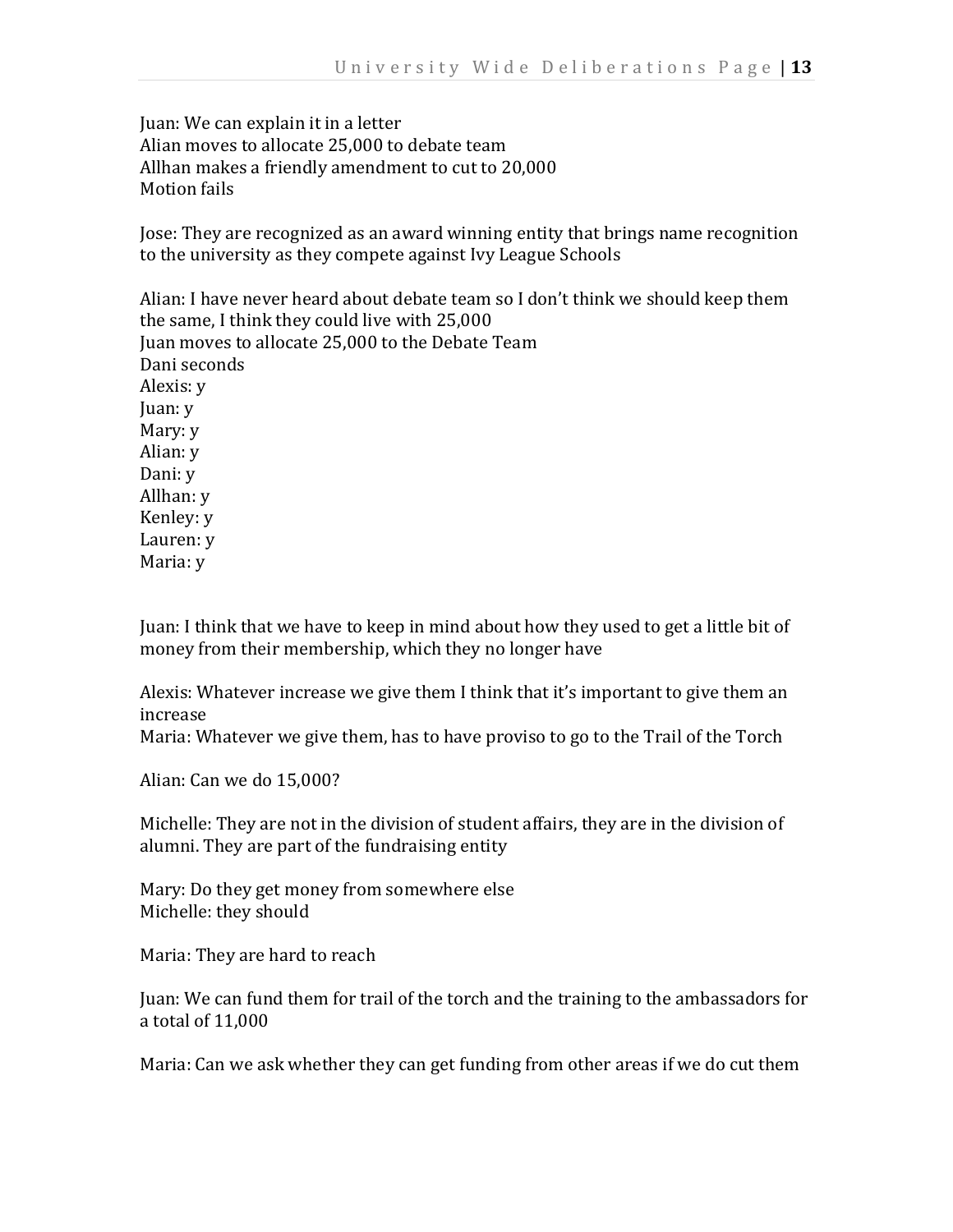Juan: We can explain it in a letter
Alian moves to allocate 25,000 to debate team
Allhan makes a friendly amendment to cut to 20,000
Motion fails

Jose: They are recognized as an award winning entity that brings name recognition to the university as they compete against Ivy League Schools

Alian: I have never heard about debate team so I don't think we should keep them the same, I think they could live with 25,000
Juan moves to allocate 25,000 to the Debate Team
Dani seconds
Alexis: y
Juan: y
Mary: y
Alian: y
Dani: y
Allhan: y
Kenley: y
Lauren: y
Maria: y

Juan: I think that we have to keep in mind about how they used to get a little bit of money from their membership, which they no longer have

Alexis: Whatever increase we give them I think that it's important to give them an increase
Maria: Whatever we give them, has to have proviso to go to the Trail of the Torch

Alian: Can we do 15,000?

Michelle: They are not in the division of student affairs, they are in the division of alumni. They are part of the fundraising entity

Mary: Do they get money from somewhere else
Michelle: they should

Maria: They are hard to reach

Juan: We can fund them for trail of the torch and the training to the ambassadors for a total of 11,000

Maria: Can we ask whether they can get funding from other areas if we do cut them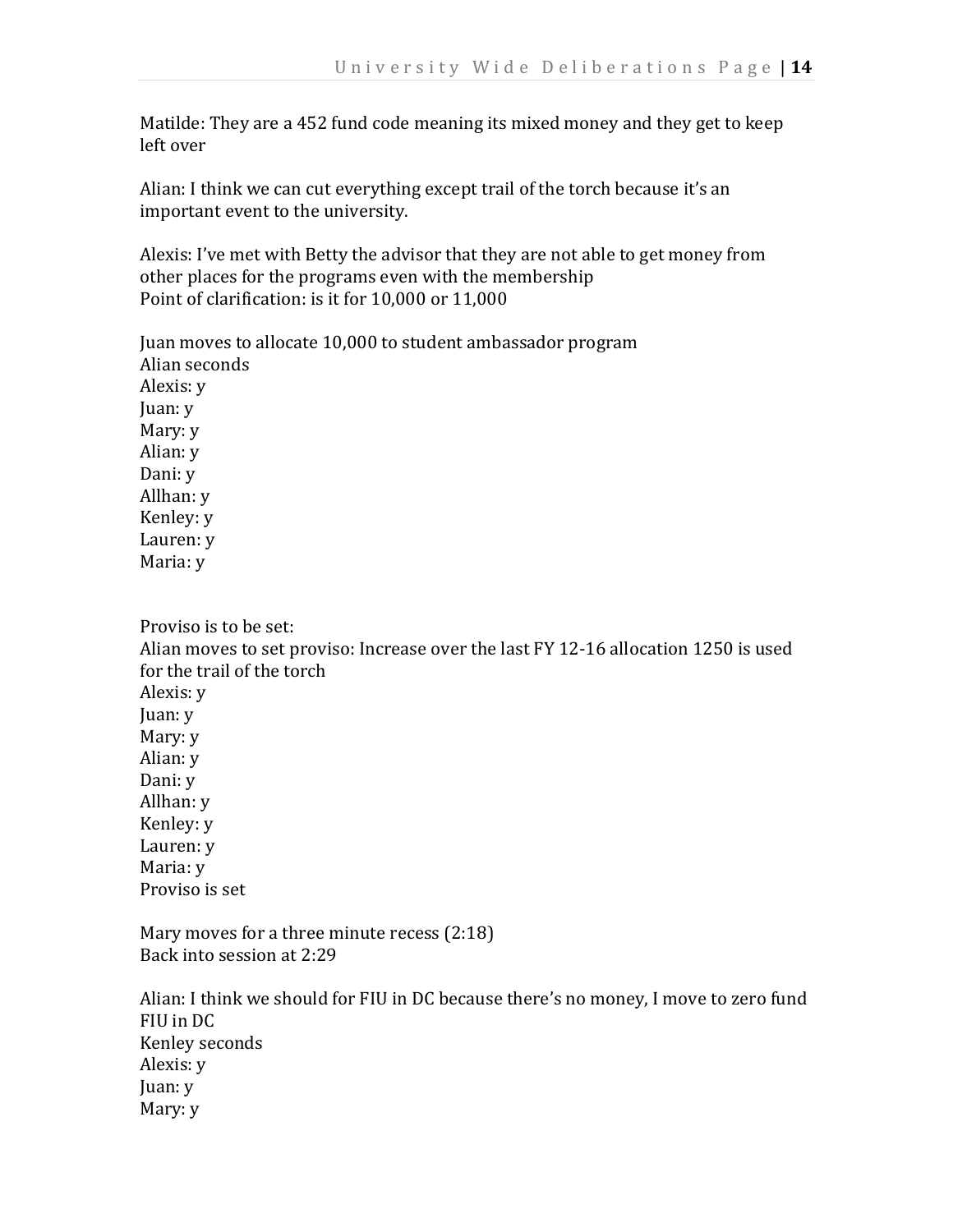Matilde: They are a 452 fund code meaning its mixed money and they get to keep left over

Alian: I think we can cut everything except trail of the torch because it's an important event to the university.

Alexis: I've met with Betty the advisor that they are not able to get money from other places for the programs even with the membership
Point of clarification: is it for 10,000 or 11,000

Juan moves to allocate 10,000 to student ambassador program
Alian seconds
Alexis: y
Juan: y
Mary: y
Alian: y
Dani: y
Allhan: y
Kenley: y
Lauren: y
Maria: y

Proviso is to be set:
Alian moves to set proviso: Increase over the last FY 12-16 allocation 1250 is used for the trail of the torch
Alexis: y
Juan: y
Mary: y
Alian: y
Dani: y
Allhan: y
Kenley: y
Lauren: y
Maria: y
Proviso is set

Mary moves for a three minute recess (2:18)
Back into session at 2:29

Alian: I think we should for FIU in DC because there's no money, I move to zero fund FIU in DC
Kenley seconds
Alexis: y
Juan: y
Mary: y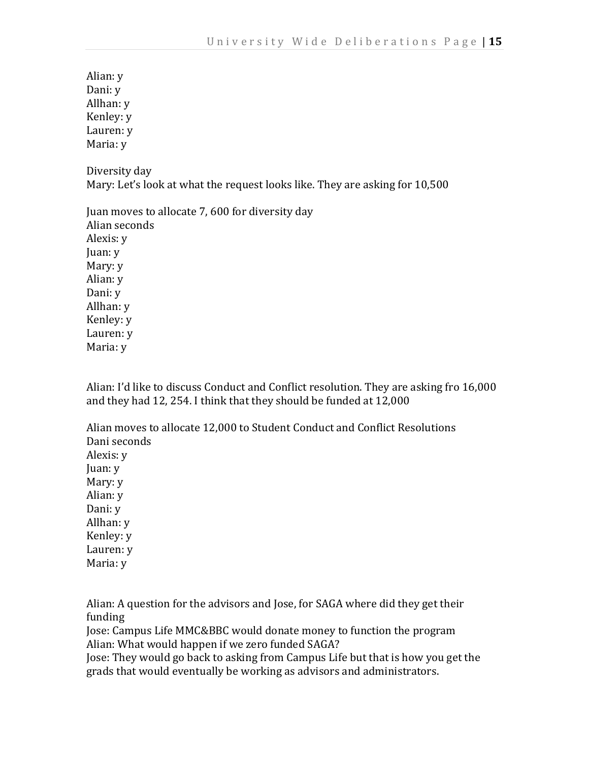Alian: y
Dani: y
Allhan: y
Kenley: y
Lauren: y
Maria: y

Diversity day
Mary: Let's look at what the request looks like. They are asking for 10,500

Juan moves to allocate 7, 600 for diversity day
Alian seconds
Alexis: y
Juan: y
Mary: y
Alian: y
Dani: y
Allhan: y
Kenley: y
Lauren: y
Maria: y

Alian: I'd like to discuss Conduct and Conflict resolution. They are asking fro 16,000 and they had 12, 254. I think that they should be funded at 12,000

Alian moves to allocate 12,000 to Student Conduct and Conflict Resolutions
Dani seconds
Alexis: y
Juan: y
Mary: y
Alian: y
Dani: y
Allhan: y
Kenley: y
Lauren: y
Maria: y

Alian: A question for the advisors and Jose, for SAGA where did they get their funding
Jose: Campus Life MMC&BBC would donate money to function the program
Alian: What would happen if we zero funded SAGA?
Jose: They would go back to asking from Campus Life but that is how you get the grads that would eventually be working as advisors and administrators.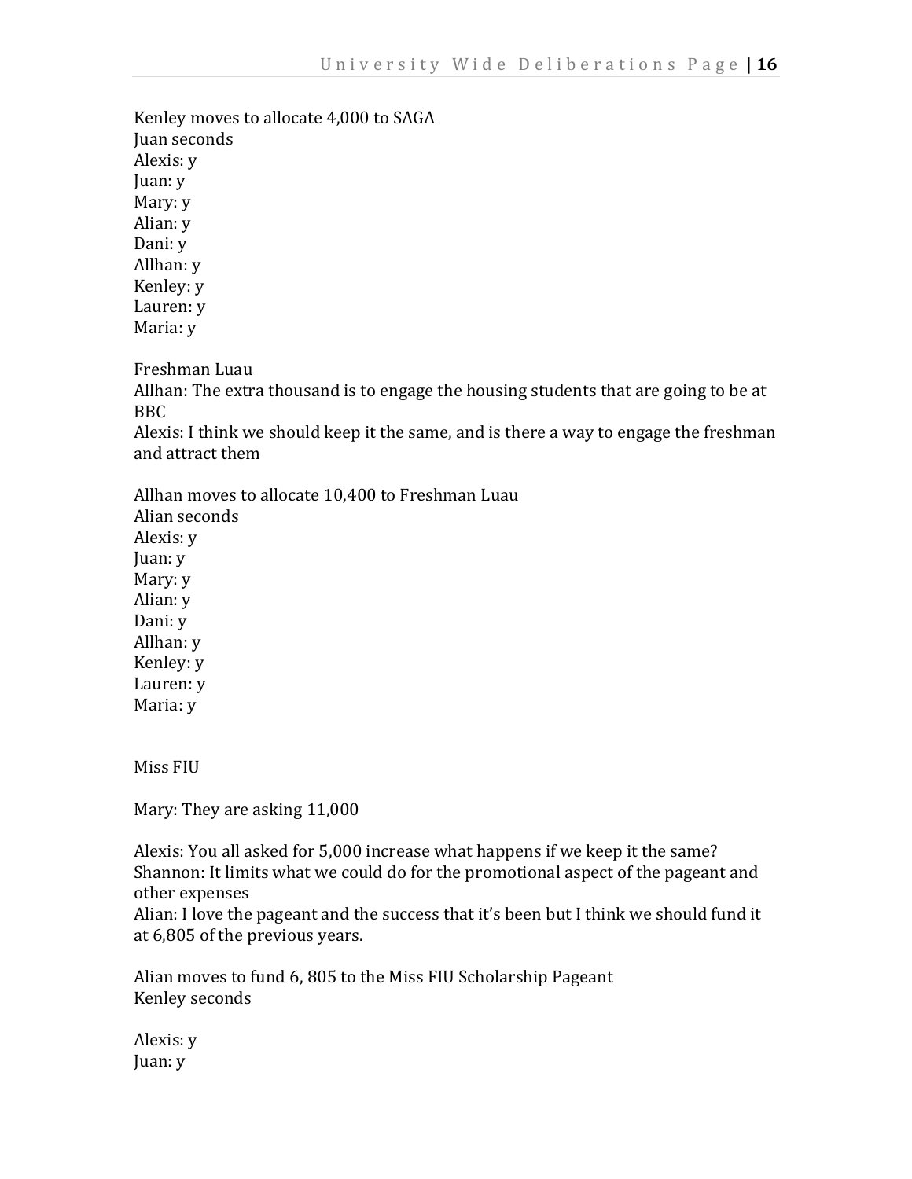Kenley moves to allocate 4,000 to SAGA
Juan seconds
Alexis: y
Juan: y
Mary: y
Alian: y
Dani: y
Allhan: y
Kenley: y
Lauren: y
Maria: y

Freshman Luau
Allhan: The extra thousand is to engage the housing students that are going to be at BBC
Alexis: I think we should keep it the same, and is there a way to engage the freshman and attract them

Allhan moves to allocate 10,400 to Freshman Luau
Alian seconds
Alexis: y
Juan: y
Mary: y
Alian: y
Dani: y
Allhan: y
Kenley: y
Lauren: y
Maria: y

Miss FIU

Mary: They are asking 11,000

Alexis: You all asked for 5,000 increase what happens if we keep it the same?
Shannon: It limits what we could do for the promotional aspect of the pageant and other expenses
Alian: I love the pageant and the success that it's been but I think we should fund it at 6,805 of the previous years.

Alian moves to fund 6, 805 to the Miss FIU Scholarship Pageant
Kenley seconds

Alexis: y
Juan: y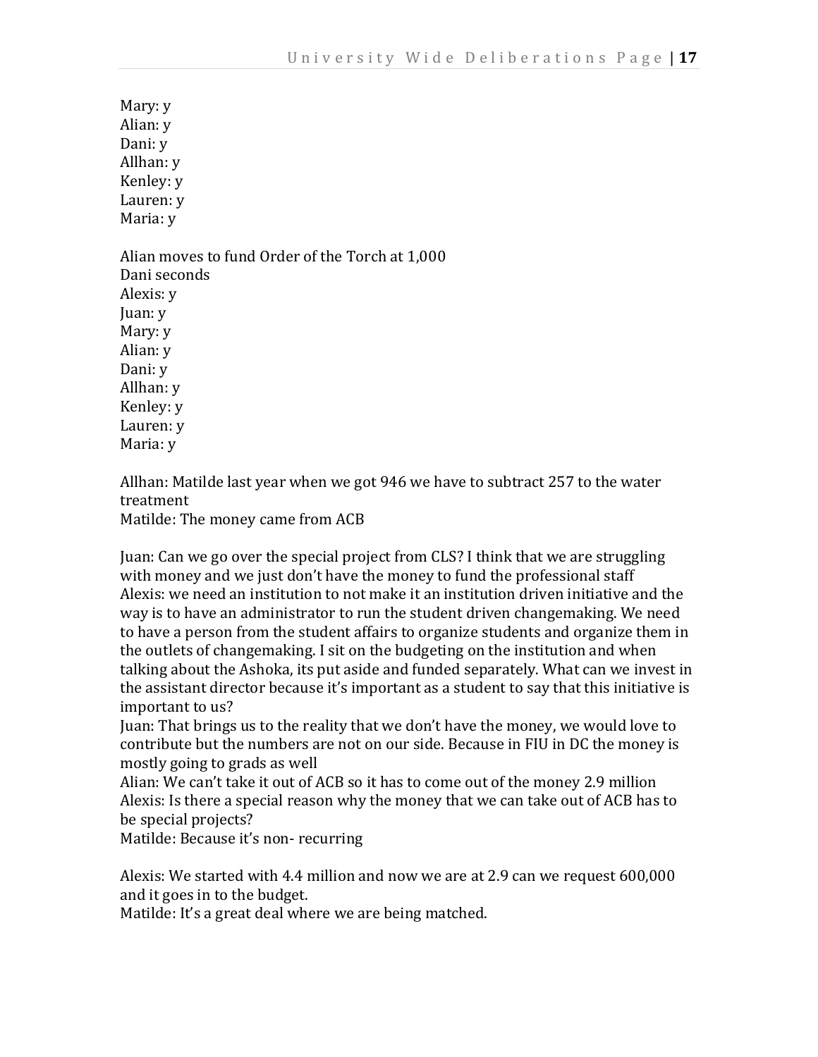Mary: y
Alian: y
Dani: y
Allhan: y
Kenley: y
Lauren: y
Maria: y

Alian moves to fund Order of the Torch at 1,000
Dani seconds
Alexis: y
Juan: y
Mary: y
Alian: y
Dani: y
Allhan: y
Kenley: y
Lauren: y
Maria: y

Allhan: Matilde last year when we got 946 we have to subtract 257 to the water treatment
Matilde: The money came from ACB

Juan: Can we go over the special project from CLS? I think that we are struggling with money and we just don't have the money to fund the professional staff
Alexis: we need an institution to not make it an institution driven initiative and the way is to have an administrator to run the student driven changemaking. We need to have a person from the student affairs to organize students and organize them in the outlets of changemaking. I sit on the budgeting on the institution and when talking about the Ashoka, its put aside and funded separately. What can we invest in the assistant director because it's important as a student to say that this initiative is important to us?
Juan: That brings us to the reality that we don't have the money, we would love to contribute but the numbers are not on our side. Because in FIU in DC the money is mostly going to grads as well
Alian: We can't take it out of ACB so it has to come out of the money 2.9 million
Alexis: Is there a special reason why the money that we can take out of ACB has to be special projects?
Matilde: Because it's non- recurring

Alexis: We started with 4.4 million and now we are at 2.9 can we request 600,000 and it goes in to the budget.
Matilde: It's a great deal where we are being matched.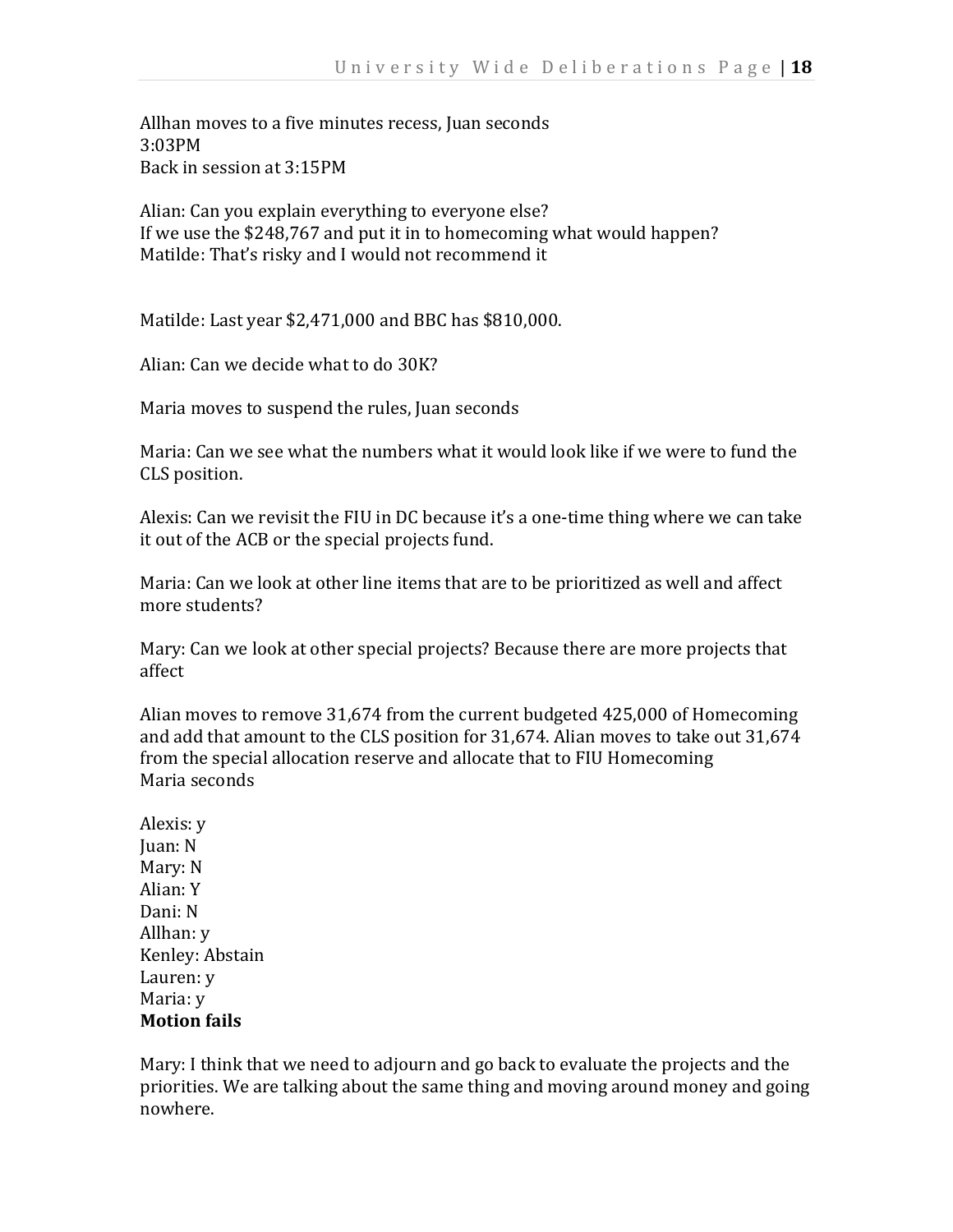Allhan moves to a five minutes recess, Juan seconds
3:03PM
Back in session at 3:15PM

Alian: Can you explain everything to everyone else?
If we use the $248,767 and put it in to homecoming what would happen?
Matilde: That's risky and I would not recommend it

Matilde: Last year $2,471,000 and BBC has $810,000.

Alian: Can we decide what to do 30K?

Maria moves to suspend the rules, Juan seconds

Maria: Can we see what the numbers what it would look like if we were to fund the CLS position.

Alexis: Can we revisit the FIU in DC because it's a one-time thing where we can take it out of the ACB or the special projects fund.

Maria: Can we look at other line items that are to be prioritized as well and affect more students?

Mary: Can we look at other special projects? Because there are more projects that affect

Alian moves to remove 31,674 from the current budgeted 425,000 of Homecoming and add that amount to the CLS position for 31,674. Alian moves to take out 31,674 from the special allocation reserve and allocate that to FIU Homecoming
Maria seconds

Alexis: y
Juan: N
Mary: N
Alian: Y
Dani: N
Allhan: y
Kenley: Abstain
Lauren: y
Maria: y
**Motion fails**

Mary: I think that we need to adjourn and go back to evaluate the projects and the priorities. We are talking about the same thing and moving around money and going nowhere.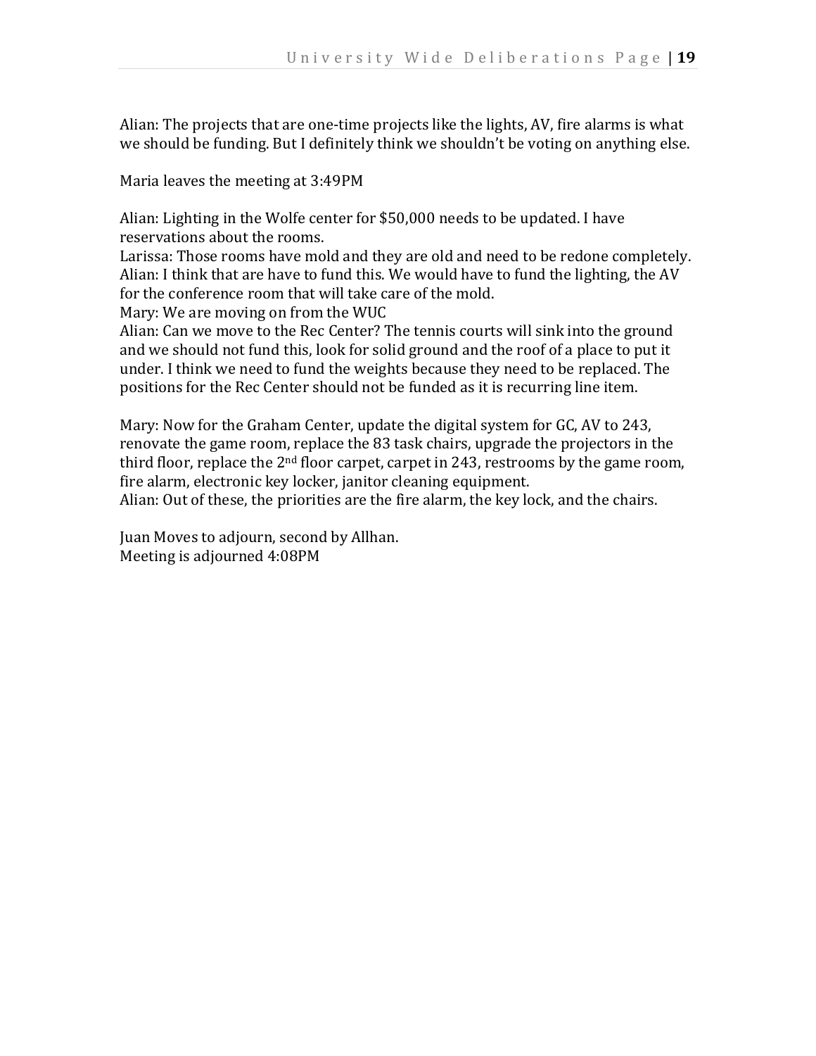Alian: The projects that are one-time projects like the lights, AV, fire alarms is what we should be funding. But I definitely think we shouldn't be voting on anything else.

Maria leaves the meeting at 3:49PM

Alian: Lighting in the Wolfe center for $50,000 needs to be updated. I have reservations about the rooms.
Larissa: Those rooms have mold and they are old and need to be redone completely.
Alian: I think that are have to fund this. We would have to fund the lighting, the AV for the conference room that will take care of the mold.
Mary: We are moving on from the WUC
Alian: Can we move to the Rec Center? The tennis courts will sink into the ground and we should not fund this, look for solid ground and the roof of a place to put it under. I think we need to fund the weights because they need to be replaced. The positions for the Rec Center should not be funded as it is recurring line item.

Mary: Now for the Graham Center, update the digital system for GC, AV to 243, renovate the game room, replace the 83 task chairs, upgrade the projectors in the third floor, replace the 2nd floor carpet, carpet in 243, restrooms by the game room, fire alarm, electronic key locker, janitor cleaning equipment.
Alian: Out of these, the priorities are the fire alarm, the key lock, and the chairs.

Juan Moves to adjourn, second by Allhan.
Meeting is adjourned 4:08PM